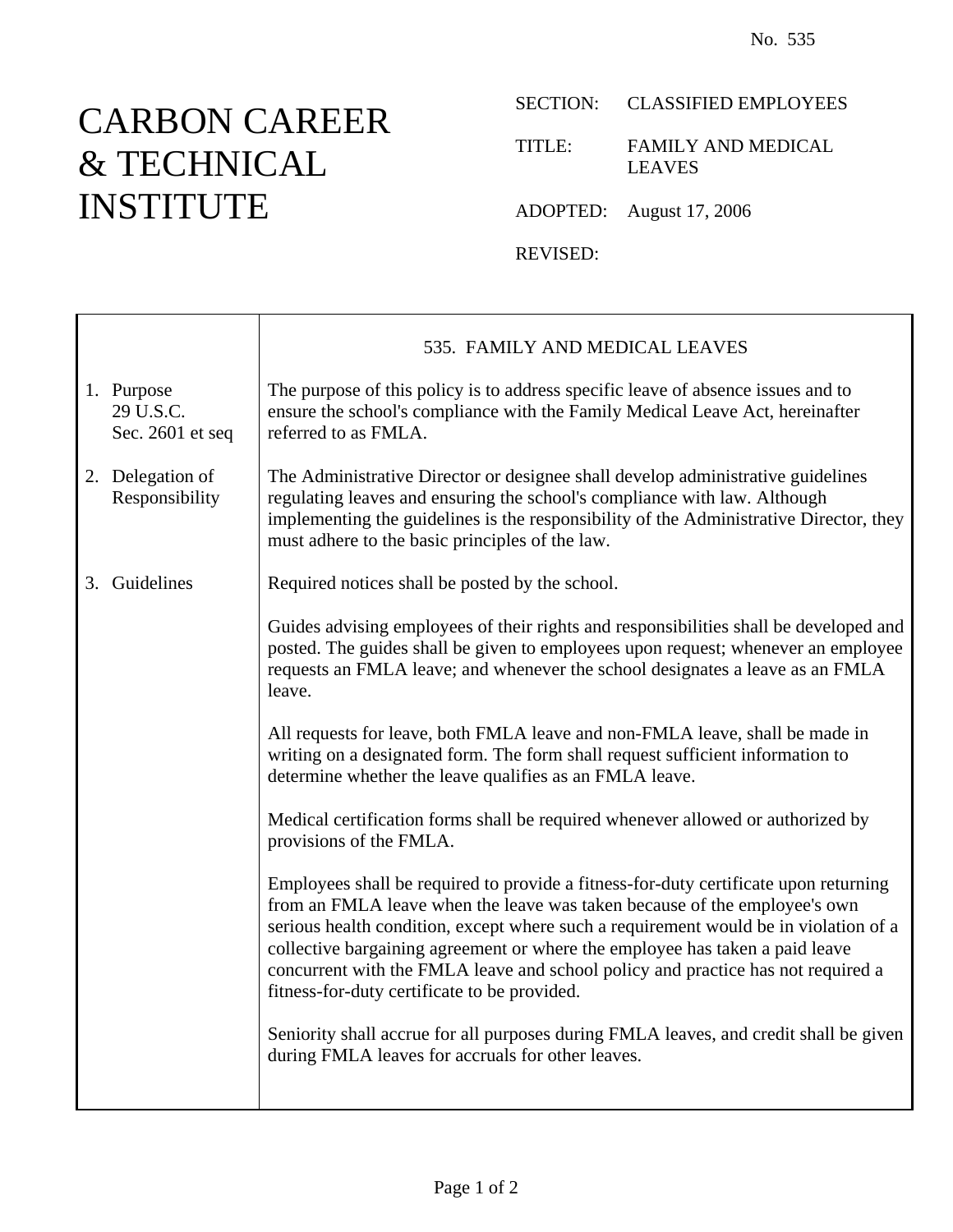No. 535

# CARBON CAREER & TECHNICAL INSTITUTE

SECTION: CLASSIFIED EMPLOYEES

TITLE: FAMILY AND MEDICAL LEAVES

ADOPTED: August 17, 2006

REVISED:

## 535. FAMILY AND MEDICAL LEAVES

**1. Purpose**
29 U.S.C.
Sec. 2601 et seq

The purpose of this policy is to address specific leave of absence issues and to ensure the school's compliance with the Family Medical Leave Act, hereinafter referred to as FMLA.

**2. Delegation of Responsibility**

The Administrative Director or designee shall develop administrative guidelines regulating leaves and ensuring the school's compliance with law. Although implementing the guidelines is the responsibility of the Administrative Director, they must adhere to the basic principles of the law.

**3. Guidelines**

Required notices shall be posted by the school.

Guides advising employees of their rights and responsibilities shall be developed and posted. The guides shall be given to employees upon request; whenever an employee requests an FMLA leave; and whenever the school designates a leave as an FMLA leave.

All requests for leave, both FMLA leave and non-FMLA leave, shall be made in writing on a designated form. The form shall request sufficient information to determine whether the leave qualifies as an FMLA leave.

Medical certification forms shall be required whenever allowed or authorized by provisions of the FMLA.

Employees shall be required to provide a fitness-for-duty certificate upon returning from an FMLA leave when the leave was taken because of the employee's own serious health condition, except where such a requirement would be in violation of a collective bargaining agreement or where the employee has taken a paid leave concurrent with the FMLA leave and school policy and practice has not required a fitness-for-duty certificate to be provided.

Seniority shall accrue for all purposes during FMLA leaves, and credit shall be given during FMLA leaves for accruals for other leaves.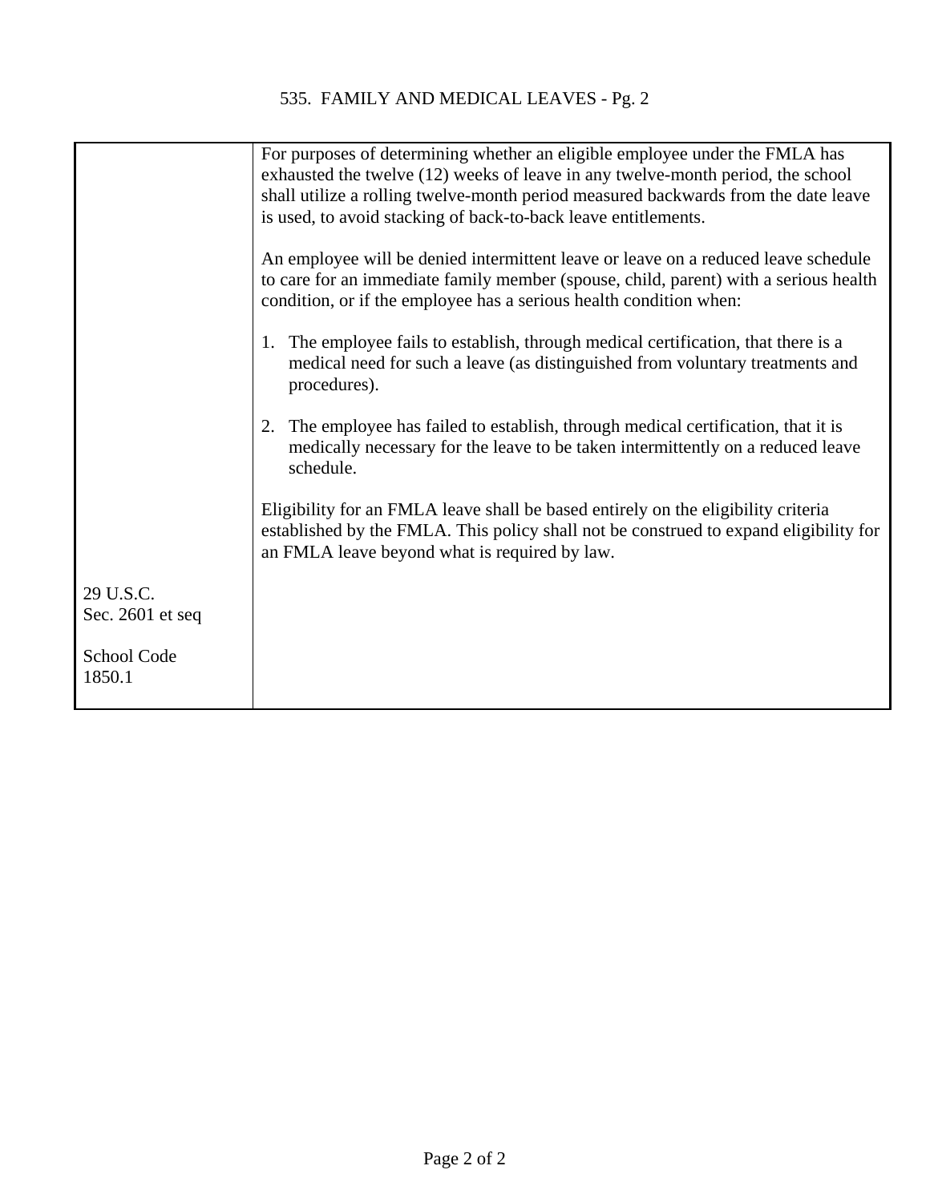# 535. FAMILY AND MEDICAL LEAVES - Pg. 2

For purposes of determining whether an eligible employee under the FMLA has exhausted the twelve (12) weeks of leave in any twelve-month period, the school shall utilize a rolling twelve-month period measured backwards from the date leave is used, to avoid stacking of back-to-back leave entitlements.

An employee will be denied intermittent leave or leave on a reduced leave schedule to care for an immediate family member (spouse, child, parent) with a serious health condition, or if the employee has a serious health condition when:

1. The employee fails to establish, through medical certification, that there is a medical need for such a leave (as distinguished from voluntary treatments and procedures).

2. The employee has failed to establish, through medical certification, that it is medically necessary for the leave to be taken intermittently on a reduced leave schedule.

Eligibility for an FMLA leave shall be based entirely on the eligibility criteria established by the FMLA. This policy shall not be construed to expand eligibility for an FMLA leave beyond what is required by law.

29 U.S.C. Sec. 2601 et seq

School Code 1850.1